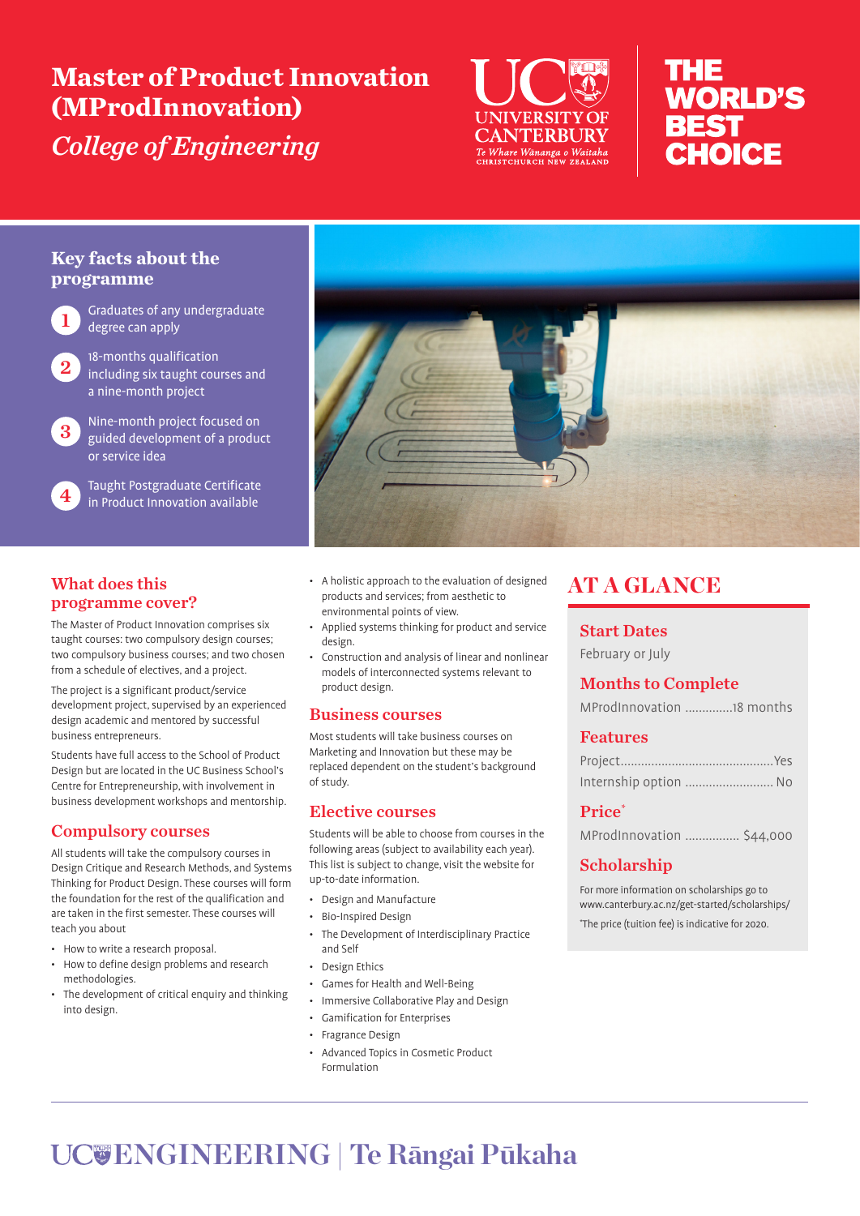# Master of Product Innovation (MProdInnovation)

*College of Engineering*

UC UNIVERSITY OF CANTERBURY
*Te Whare Wānanga o Waitaha*
CHRISTCHURCH NEW ZEALAND

THE WORLD'S BEST CHOICE

## Key facts about the programme

1. Graduates of any undergraduate degree can apply
2. 18-months qualification including six taught courses and a nine-month project
3. Nine-month project focused on guided development of a product or service idea
4. Taught Postgraduate Certificate in Product Innovation available

## What does this programme cover?

The Master of Product Innovation comprises six taught courses: two compulsory design courses; two compulsory business courses; and two chosen from a schedule of electives, and a project.

The project is a significant product/service development project, supervised by an experienced design academic and mentored by successful business entrepreneurs.

Students have full access to the School of Product Design but are located in the UC Business School's Centre for Entrepreneurship, with involvement in business development workshops and mentorship.

## Compulsory courses

All students will take the compulsory courses in Design Critique and Research Methods, and Systems Thinking for Product Design. These courses will form the foundation for the rest of the qualification and are taken in the first semester. These courses will teach you about

- How to write a research proposal.
- How to define design problems and research methodologies.
- The development of critical enquiry and thinking into design.
- A holistic approach to the evaluation of designed products and services; from aesthetic to environmental points of view.
- Applied systems thinking for product and service design.
- Construction and analysis of linear and nonlinear models of interconnected systems relevant to product design.

## Business courses

Most students will take business courses on Marketing and Innovation but these may be replaced dependent on the student's background of study.

## Elective courses

Students will be able to choose from courses in the following areas (subject to availability each year). This list is subject to change, visit the website for up-to-date information.

- Design and Manufacture
- Bio-Inspired Design
- The Development of Interdisciplinary Practice and Self
- Design Ethics
- Games for Health and Well-Being
- Immersive Collaborative Play and Design
- Gamification for Enterprises
- Fragrance Design
- Advanced Topics in Cosmetic Product Formulation

## AT A GLANCE

### Start Dates

February or July

### Months to Complete

MProdInnovation ..............18 months

### Features

Project.............................................Yes

Internship option .......................... No

### Price*

MProdInnovation ................ $44,000

### Scholarship

For more information on scholarships go to www.canterbury.ac.nz/get-started/scholarships/

*The price (tuition fee) is indicative for 2020.

UC ENGINEERING | Te Rāngai Pūkaha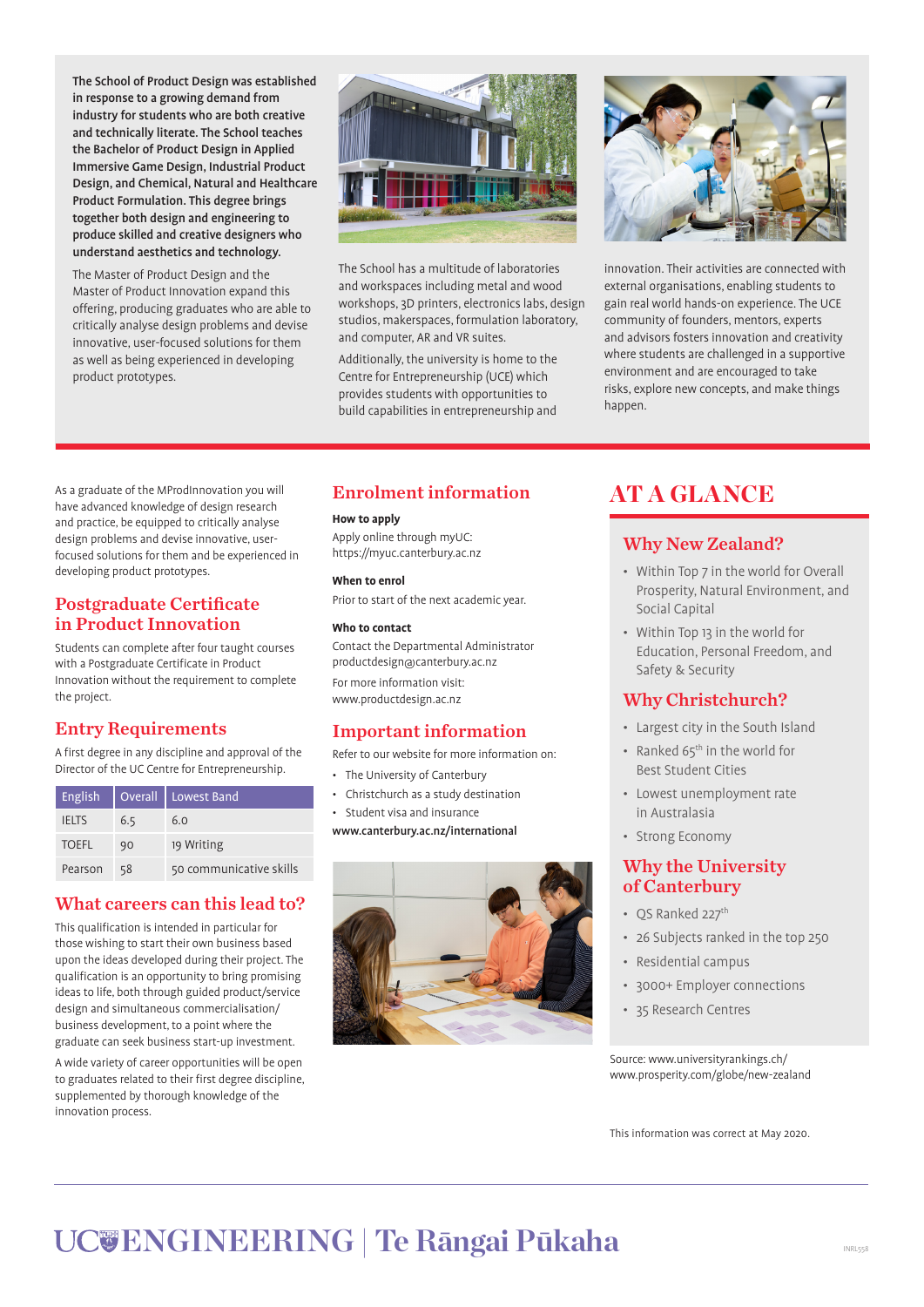**The School of Product Design was established in response to a growing demand from industry for students who are both creative and technically literate. The School teaches the Bachelor of Product Design in Applied Immersive Game Design, Industrial Product Design, and Chemical, Natural and Healthcare Product Formulation. This degree brings together both design and engineering to produce skilled and creative designers who understand aesthetics and technology.**

The Master of Product Design and the Master of Product Innovation expand this offering, producing graduates who are able to critically analyse design problems and devise innovative, user-focused solutions for them as well as being experienced in developing product prototypes.

The School has a multitude of laboratories and workspaces including metal and wood workshops, 3D printers, electronics labs, design studios, makerspaces, formulation laboratory, and computer, AR and VR suites.

Additionally, the university is home to the Centre for Entrepreneurship (UCE) which provides students with opportunities to build capabilities in entrepreneurship and innovation. Their activities are connected with external organisations, enabling students to gain real world hands-on experience. The UCE community of founders, mentors, experts and advisors fosters innovation and creativity where students are challenged in a supportive environment and are encouraged to take risks, explore new concepts, and make things happen.

As a graduate of the MProdInnovation you will have advanced knowledge of design research and practice, be equipped to critically analyse design problems and devise innovative, user-focused solutions for them and be experienced in developing product prototypes.

## Postgraduate Certificate in Product Innovation

Students can complete after four taught courses with a Postgraduate Certificate in Product Innovation without the requirement to complete the project.

## Entry Requirements

A first degree in any discipline and approval of the Director of the UC Centre for Entrepreneurship.

| English | Overall | Lowest Band |
|---|---|---|
| IELTS | 6.5 | 6.0 |
| TOEFL | 90 | 19 Writing |
| Pearson | 58 | 50 communicative skills |

## What careers can this lead to?

This qualification is intended in particular for those wishing to start their own business based upon the ideas developed during their project. The qualification is an opportunity to bring promising ideas to life, both through guided product/service design and simultaneous commercialisation/business development, to a point where the graduate can seek business start-up investment.

A wide variety of career opportunities will be open to graduates related to their first degree discipline, supplemented by thorough knowledge of the innovation process.

## Enrolment information

**How to apply**

Apply online through myUC: https://myuc.canterbury.ac.nz

**When to enrol**

Prior to start of the next academic year.

**Who to contact**

Contact the Departmental Administrator productdesign@canterbury.ac.nz

For more information visit: www.productdesign.ac.nz

## Important information

Refer to our website for more information on:

- The University of Canterbury
- Christchurch as a study destination
- Student visa and insurance

**www.canterbury.ac.nz/international**

# AT A GLANCE

## Why New Zealand?

- Within Top 7 in the world for Overall Prosperity, Natural Environment, and Social Capital
- Within Top 13 in the world for Education, Personal Freedom, and Safety & Security

## Why Christchurch?

- Largest city in the South Island
- Ranked 65th in the world for Best Student Cities
- Lowest unemployment rate in Australasia
- Strong Economy

## Why the University of Canterbury

- QS Ranked 227th
- 26 Subjects ranked in the top 250
- Residential campus
- 3000+ Employer connections
- 35 Research Centres

Source: www.universityrankings.ch/ www.prosperity.com/globe/new-zealand

This information was correct at May 2020.

UC ENGINEERING | Te Rāngai Pūkaha